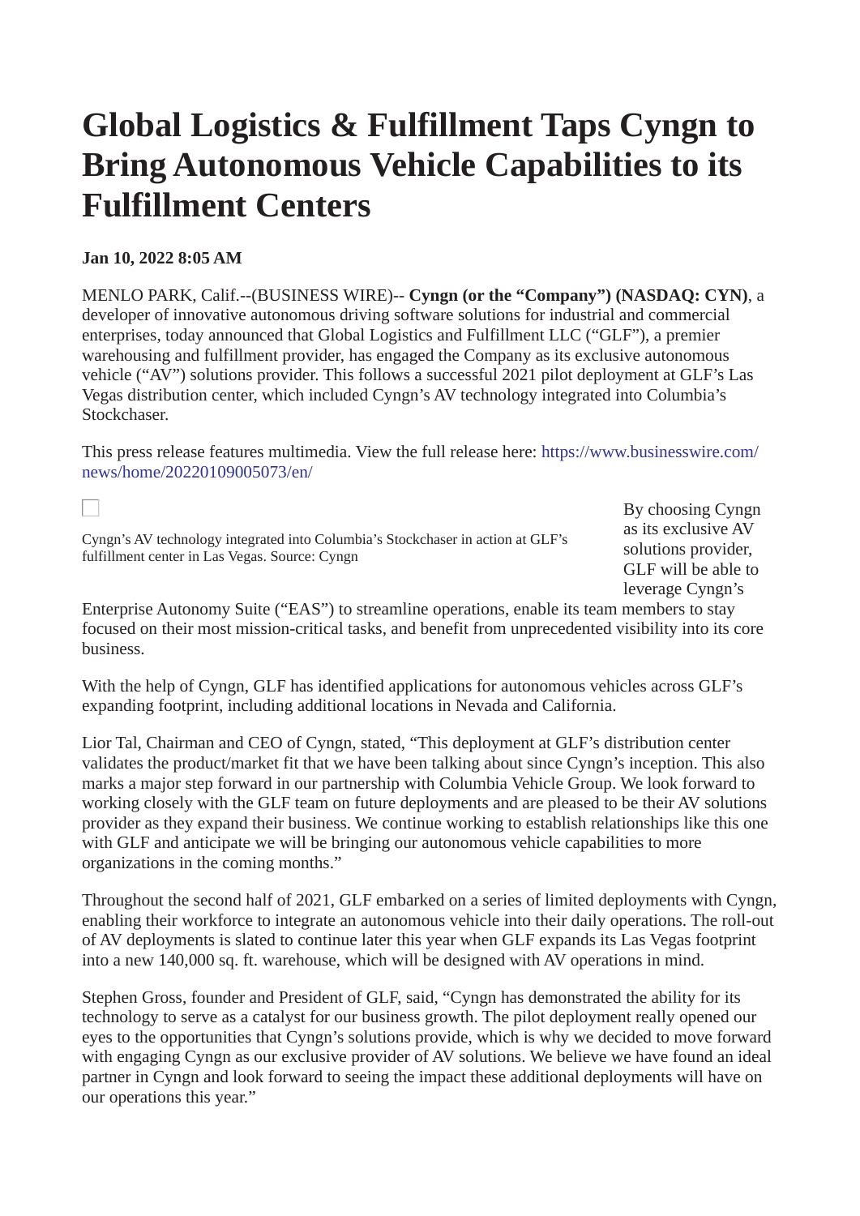# Global Logistics & Fulfillment Taps Cyngn to Bring Autonomous Vehicle Capabilities to its Fulfillment Centers

**Jan 10, 2022 8:05 AM**

MENLO PARK, Calif.--(BUSINESS WIRE)-- **Cyngn (or the "Company") (NASDAQ: CYN)**, a developer of innovative autonomous driving software solutions for industrial and commercial enterprises, today announced that Global Logistics and Fulfillment LLC ("GLF"), a premier warehousing and fulfillment provider, has engaged the Company as its exclusive autonomous vehicle ("AV") solutions provider. This follows a successful 2021 pilot deployment at GLF's Las Vegas distribution center, which included Cyngn's AV technology integrated into Columbia's Stockchaser.

This press release features multimedia. View the full release here: https://www.businesswire.com/news/home/20220109005073/en/

Cyngn's AV technology integrated into Columbia's Stockchaser in action at GLF's fulfillment center in Las Vegas. Source: Cyngn

By choosing Cyngn as its exclusive AV solutions provider, GLF will be able to leverage Cyngn's Enterprise Autonomy Suite ("EAS") to streamline operations, enable its team members to stay focused on their most mission-critical tasks, and benefit from unprecedented visibility into its core business.

With the help of Cyngn, GLF has identified applications for autonomous vehicles across GLF's expanding footprint, including additional locations in Nevada and California.

Lior Tal, Chairman and CEO of Cyngn, stated, "This deployment at GLF's distribution center validates the product/market fit that we have been talking about since Cyngn's inception. This also marks a major step forward in our partnership with Columbia Vehicle Group. We look forward to working closely with the GLF team on future deployments and are pleased to be their AV solutions provider as they expand their business. We continue working to establish relationships like this one with GLF and anticipate we will be bringing our autonomous vehicle capabilities to more organizations in the coming months."

Throughout the second half of 2021, GLF embarked on a series of limited deployments with Cyngn, enabling their workforce to integrate an autonomous vehicle into their daily operations. The roll-out of AV deployments is slated to continue later this year when GLF expands its Las Vegas footprint into a new 140,000 sq. ft. warehouse, which will be designed with AV operations in mind.

Stephen Gross, founder and President of GLF, said, "Cyngn has demonstrated the ability for its technology to serve as a catalyst for our business growth. The pilot deployment really opened our eyes to the opportunities that Cyngn's solutions provide, which is why we decided to move forward with engaging Cyngn as our exclusive provider of AV solutions. We believe we have found an ideal partner in Cyngn and look forward to seeing the impact these additional deployments will have on our operations this year."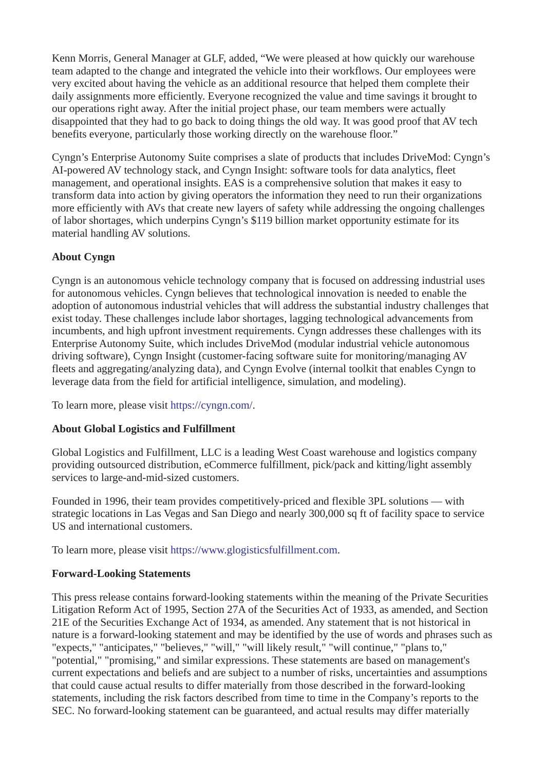Kenn Morris, General Manager at GLF, added, “We were pleased at how quickly our warehouse team adapted to the change and integrated the vehicle into their workflows. Our employees were very excited about having the vehicle as an additional resource that helped them complete their daily assignments more efficiently. Everyone recognized the value and time savings it brought to our operations right away. After the initial project phase, our team members were actually disappointed that they had to go back to doing things the old way. It was good proof that AV tech benefits everyone, particularly those working directly on the warehouse floor.”

Cyngn’s Enterprise Autonomy Suite comprises a slate of products that includes DriveMod: Cyngn’s AI-powered AV technology stack, and Cyngn Insight: software tools for data analytics, fleet management, and operational insights. EAS is a comprehensive solution that makes it easy to transform data into action by giving operators the information they need to run their organizations more efficiently with AVs that create new layers of safety while addressing the ongoing challenges of labor shortages, which underpins Cyngn’s $119 billion market opportunity estimate for its material handling AV solutions.

**About Cyngn**

Cyngn is an autonomous vehicle technology company that is focused on addressing industrial uses for autonomous vehicles. Cyngn believes that technological innovation is needed to enable the adoption of autonomous industrial vehicles that will address the substantial industry challenges that exist today. These challenges include labor shortages, lagging technological advancements from incumbents, and high upfront investment requirements. Cyngn addresses these challenges with its Enterprise Autonomy Suite, which includes DriveMod (modular industrial vehicle autonomous driving software), Cyngn Insight (customer-facing software suite for monitoring/managing AV fleets and aggregating/analyzing data), and Cyngn Evolve (internal toolkit that enables Cyngn to leverage data from the field for artificial intelligence, simulation, and modeling).

To learn more, please visit https://cyngn.com/.

**About Global Logistics and Fulfillment**

Global Logistics and Fulfillment, LLC is a leading West Coast warehouse and logistics company providing outsourced distribution, eCommerce fulfillment, pick/pack and kitting/light assembly services to large-and-mid-sized customers.

Founded in 1996, their team provides competitively-priced and flexible 3PL solutions — with strategic locations in Las Vegas and San Diego and nearly 300,000 sq ft of facility space to service US and international customers.

To learn more, please visit https://www.glogisticsfulfillment.com.

**Forward-Looking Statements**

This press release contains forward-looking statements within the meaning of the Private Securities Litigation Reform Act of 1995, Section 27A of the Securities Act of 1933, as amended, and Section 21E of the Securities Exchange Act of 1934, as amended. Any statement that is not historical in nature is a forward-looking statement and may be identified by the use of words and phrases such as "expects," "anticipates," "believes," "will," "will likely result," "will continue," "plans to," "potential," "promising," and similar expressions. These statements are based on management's current expectations and beliefs and are subject to a number of risks, uncertainties and assumptions that could cause actual results to differ materially from those described in the forward-looking statements, including the risk factors described from time to time in the Company’s reports to the SEC. No forward-looking statement can be guaranteed, and actual results may differ materially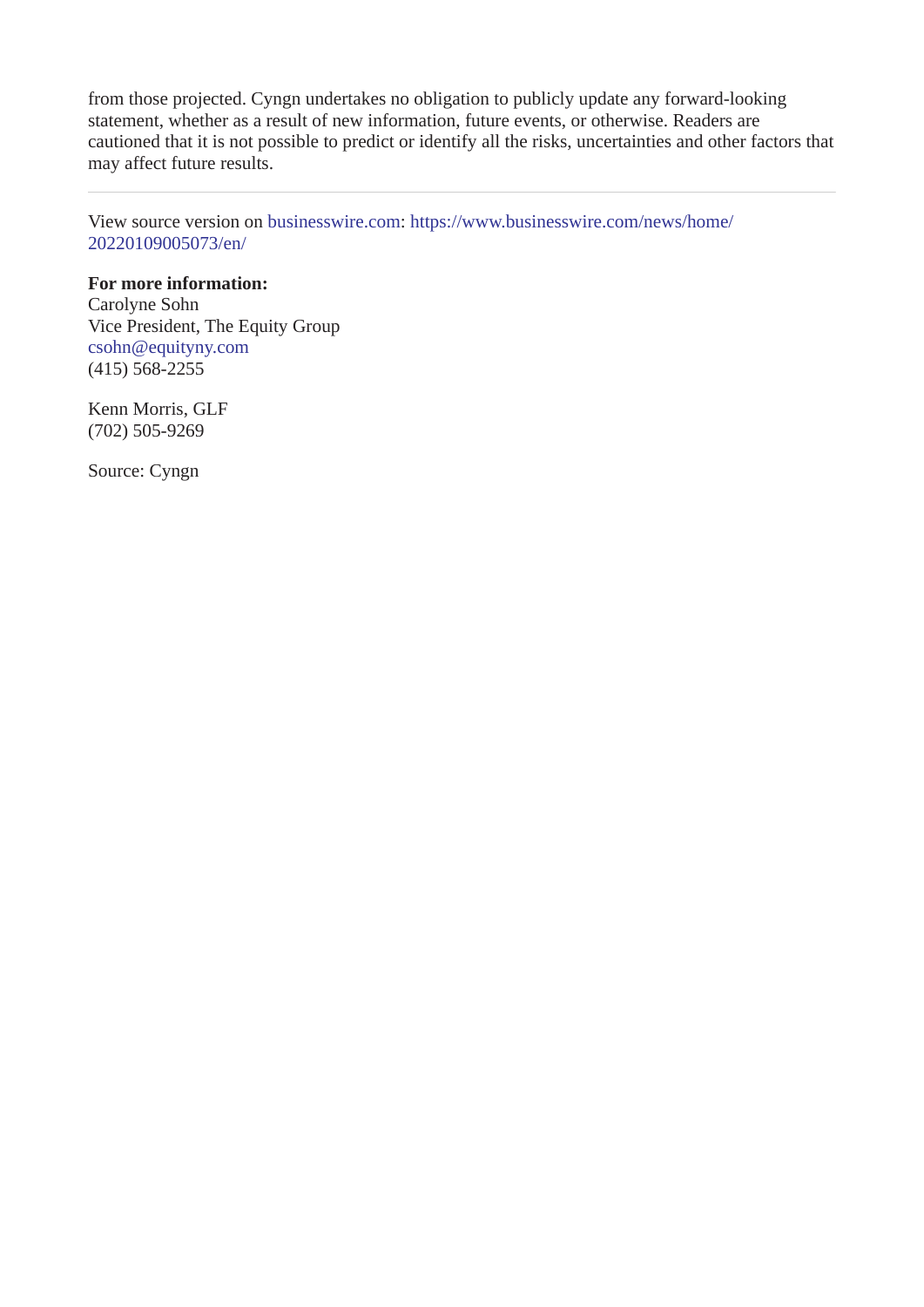from those projected. Cyngn undertakes no obligation to publicly update any forward-looking statement, whether as a result of new information, future events, or otherwise. Readers are cautioned that it is not possible to predict or identify all the risks, uncertainties and other factors that may affect future results.

---

View source version on businesswire.com: https://www.businesswire.com/news/home/20220109005073/en/

**For more information:**
Carolyne Sohn
Vice President, The Equity Group
csohn@equityny.com
(415) 568-2255

Kenn Morris, GLF
(702) 505-9269

Source: Cyngn